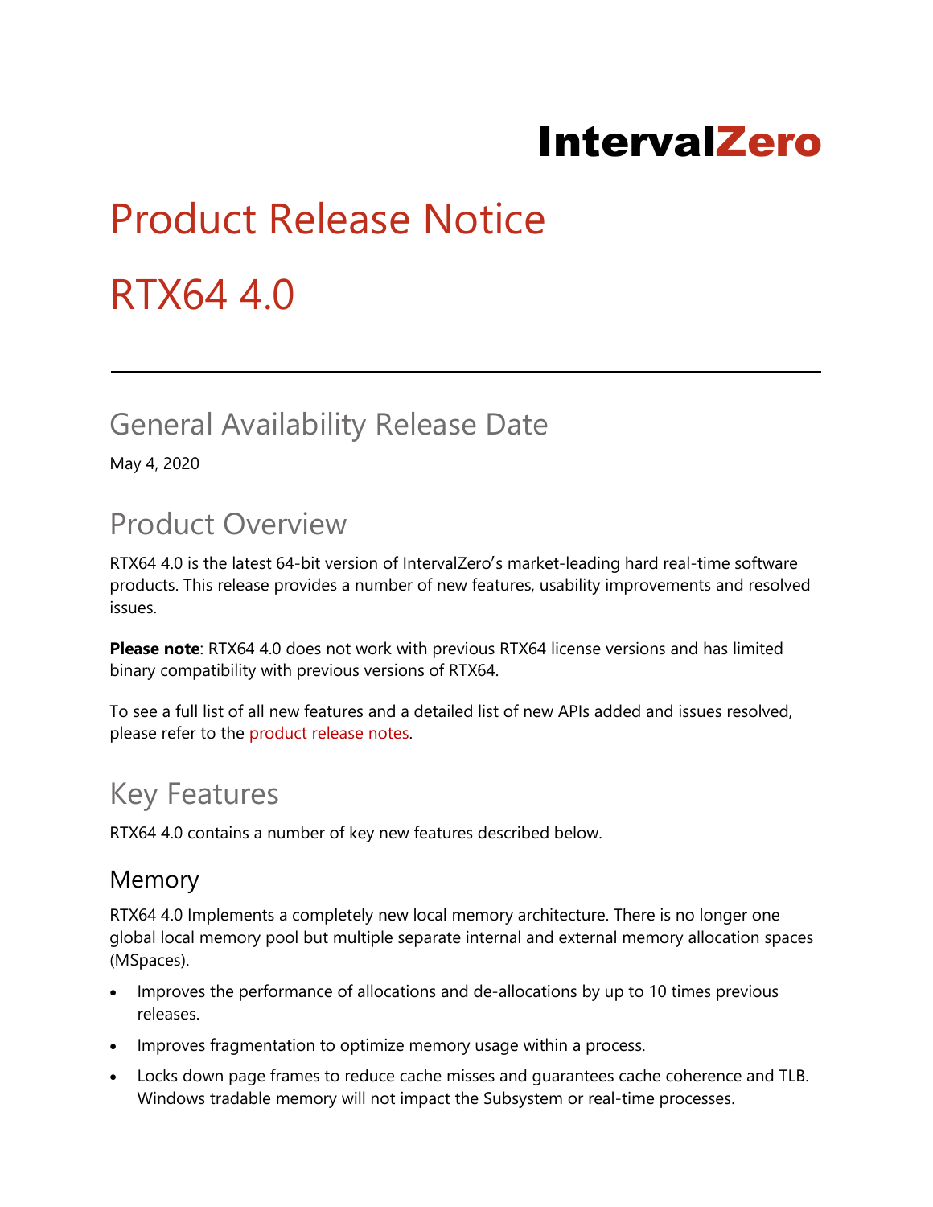IntervalZero

# Product Release Notice

# RTX64 4.0

## General Availability Release Date

May 4, 2020

## Product Overview

RTX64 4.0 is the latest 64-bit version of IntervalZero's market-leading hard real-time software products. This release provides a number of new features, usability improvements and resolved issues.

**Please note**: RTX64 4.0 does not work with previous RTX64 license versions and has limited binary compatibility with previous versions of RTX64.

To see a full list of all new features and a detailed list of new APIs added and issues resolved, please refer to the product release notes.

## Key Features

RTX64 4.0 contains a number of key new features described below.

### Memory

RTX64 4.0 Implements a completely new local memory architecture. There is no longer one global local memory pool but multiple separate internal and external memory allocation spaces (MSpaces).

- Improves the performance of allocations and de-allocations by up to 10 times previous releases.
- Improves fragmentation to optimize memory usage within a process.
- Locks down page frames to reduce cache misses and guarantees cache coherence and TLB. Windows tradable memory will not impact the Subsystem or real-time processes.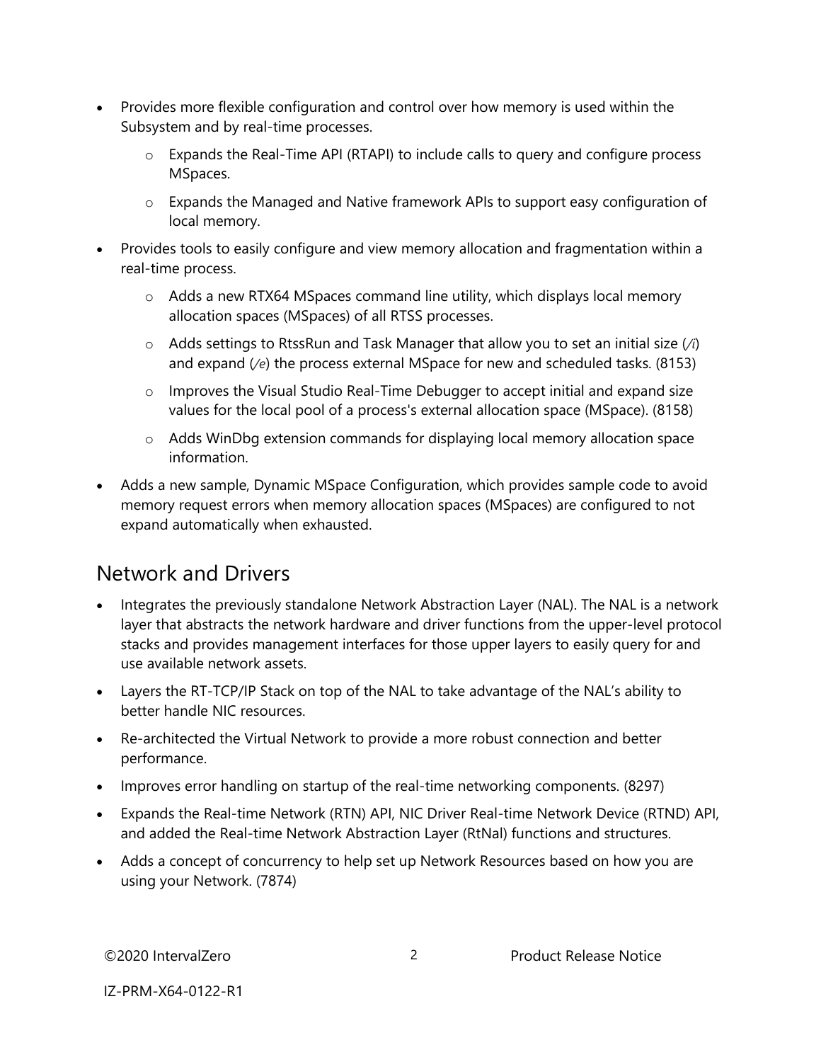- Provides more flexible configuration and control over how memory is used within the Subsystem and by real-time processes.
  - Expands the Real-Time API (RTAPI) to include calls to query and configure process MSpaces.
  - Expands the Managed and Native framework APIs to support easy configuration of local memory.
- Provides tools to easily configure and view memory allocation and fragmentation within a real-time process.
  - Adds a new RTX64 MSpaces command line utility, which displays local memory allocation spaces (MSpaces) of all RTSS processes.
  - Adds settings to RtssRun and Task Manager that allow you to set an initial size (*/i*) and expand (*/e*) the process external MSpace for new and scheduled tasks. (8153)
  - Improves the Visual Studio Real-Time Debugger to accept initial and expand size values for the local pool of a process's external allocation space (MSpace). (8158)
  - Adds WinDbg extension commands for displaying local memory allocation space information.
- Adds a new sample, Dynamic MSpace Configuration, which provides sample code to avoid memory request errors when memory allocation spaces (MSpaces) are configured to not expand automatically when exhausted.

## Network and Drivers

- Integrates the previously standalone Network Abstraction Layer (NAL). The NAL is a network layer that abstracts the network hardware and driver functions from the upper-level protocol stacks and provides management interfaces for those upper layers to easily query for and use available network assets.
- Layers the RT-TCP/IP Stack on top of the NAL to take advantage of the NAL's ability to better handle NIC resources.
- Re-architected the Virtual Network to provide a more robust connection and better performance.
- Improves error handling on startup of the real-time networking components. (8297)
- Expands the Real-time Network (RTN) API, NIC Driver Real-time Network Device (RTND) API, and added the Real-time Network Abstraction Layer (RtNal) functions and structures.
- Adds a concept of concurrency to help set up Network Resources based on how you are using your Network. (7874)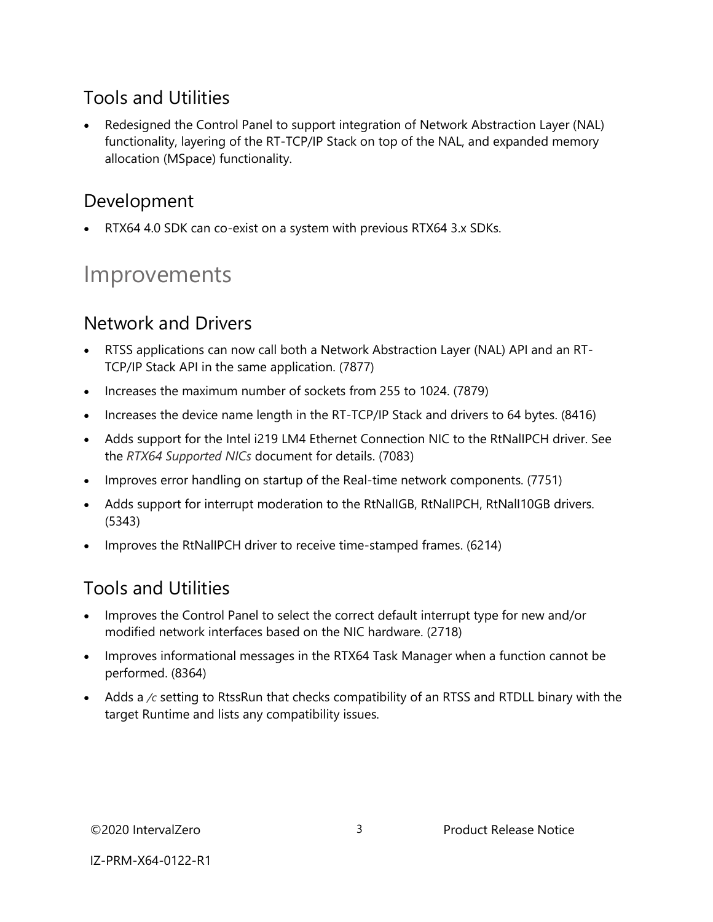## Tools and Utilities

- Redesigned the Control Panel to support integration of Network Abstraction Layer (NAL) functionality, layering of the RT-TCP/IP Stack on top of the NAL, and expanded memory allocation (MSpace) functionality.

## Development

- RTX64 4.0 SDK can co-exist on a system with previous RTX64 3.x SDKs.

# Improvements

## Network and Drivers

- RTSS applications can now call both a Network Abstraction Layer (NAL) API and an RT-TCP/IP Stack API in the same application. (7877)
- Increases the maximum number of sockets from 255 to 1024. (7879)
- Increases the device name length in the RT-TCP/IP Stack and drivers to 64 bytes. (8416)
- Adds support for the Intel i219 LM4 Ethernet Connection NIC to the RtNalIPCH driver. See the *RTX64 Supported NICs* document for details. (7083)
- Improves error handling on startup of the Real-time network components. (7751)
- Adds support for interrupt moderation to the RtNalIGB, RtNalIPCH, RtNalI10GB drivers. (5343)
- Improves the RtNalIPCH driver to receive time-stamped frames. (6214)

## Tools and Utilities

- Improves the Control Panel to select the correct default interrupt type for new and/or modified network interfaces based on the NIC hardware. (2718)
- Improves informational messages in the RTX64 Task Manager when a function cannot be performed. (8364)
- Adds a */c* setting to RtssRun that checks compatibility of an RTSS and RTDLL binary with the target Runtime and lists any compatibility issues.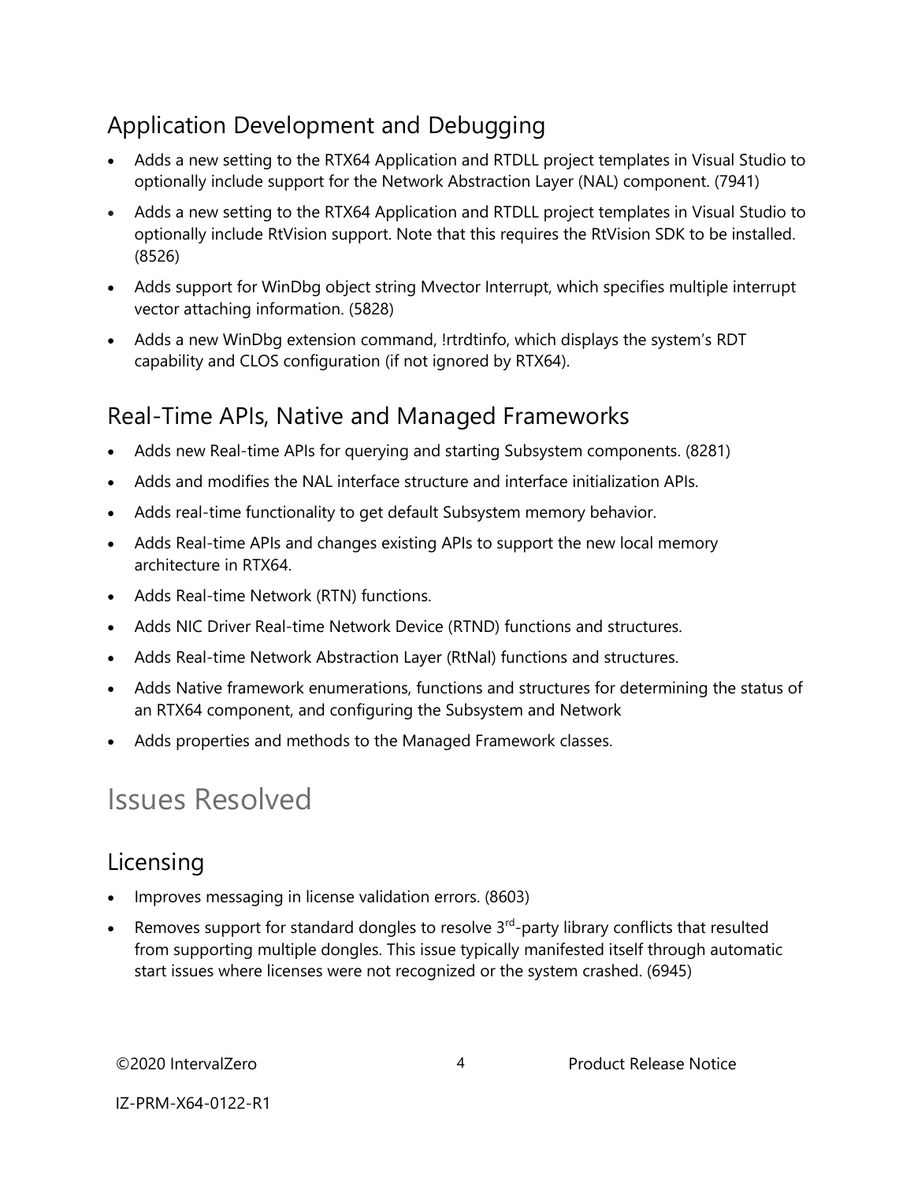## Application Development and Debugging

- Adds a new setting to the RTX64 Application and RTDLL project templates in Visual Studio to optionally include support for the Network Abstraction Layer (NAL) component. (7941)
- Adds a new setting to the RTX64 Application and RTDLL project templates in Visual Studio to optionally include RtVision support. Note that this requires the RtVision SDK to be installed. (8526)
- Adds support for WinDbg object string Mvector Interrupt, which specifies multiple interrupt vector attaching information. (5828)
- Adds a new WinDbg extension command, !rtrdtinfo, which displays the system's RDT capability and CLOS configuration (if not ignored by RTX64).

## Real-Time APIs, Native and Managed Frameworks

- Adds new Real-time APIs for querying and starting Subsystem components. (8281)
- Adds and modifies the NAL interface structure and interface initialization APIs.
- Adds real-time functionality to get default Subsystem memory behavior.
- Adds Real-time APIs and changes existing APIs to support the new local memory architecture in RTX64.
- Adds Real-time Network (RTN) functions.
- Adds NIC Driver Real-time Network Device (RTND) functions and structures.
- Adds Real-time Network Abstraction Layer (RtNal) functions and structures.
- Adds Native framework enumerations, functions and structures for determining the status of an RTX64 component, and configuring the Subsystem and Network
- Adds properties and methods to the Managed Framework classes.

# Issues Resolved

## Licensing

- Improves messaging in license validation errors. (8603)
- Removes support for standard dongles to resolve 3rd-party library conflicts that resulted from supporting multiple dongles. This issue typically manifested itself through automatic start issues where licenses were not recognized or the system crashed. (6945)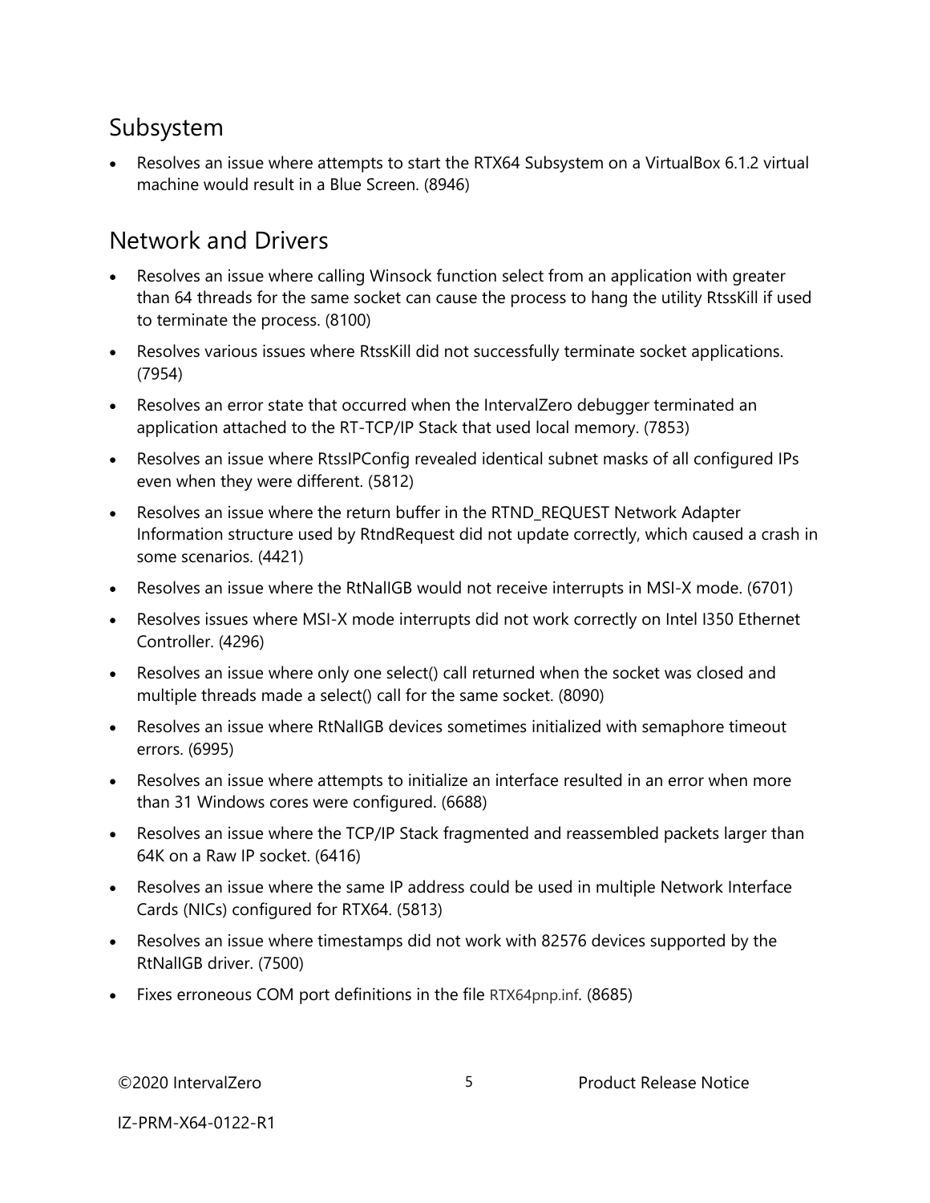## Subsystem

- Resolves an issue where attempts to start the RTX64 Subsystem on a VirtualBox 6.1.2 virtual machine would result in a Blue Screen. (8946)

## Network and Drivers

- Resolves an issue where calling Winsock function select from an application with greater than 64 threads for the same socket can cause the process to hang the utility RtssKill if used to terminate the process. (8100)
- Resolves various issues where RtssKill did not successfully terminate socket applications. (7954)
- Resolves an error state that occurred when the IntervalZero debugger terminated an application attached to the RT-TCP/IP Stack that used local memory. (7853)
- Resolves an issue where RtssIPConfig revealed identical subnet masks of all configured IPs even when they were different. (5812)
- Resolves an issue where the return buffer in the RTND_REQUEST Network Adapter Information structure used by RtndRequest did not update correctly, which caused a crash in some scenarios. (4421)
- Resolves an issue where the RtNalIGB would not receive interrupts in MSI-X mode. (6701)
- Resolves issues where MSI-X mode interrupts did not work correctly on Intel I350 Ethernet Controller. (4296)
- Resolves an issue where only one select() call returned when the socket was closed and multiple threads made a select() call for the same socket. (8090)
- Resolves an issue where RtNalIGB devices sometimes initialized with semaphore timeout errors. (6995)
- Resolves an issue where attempts to initialize an interface resulted in an error when more than 31 Windows cores were configured. (6688)
- Resolves an issue where the TCP/IP Stack fragmented and reassembled packets larger than 64K on a Raw IP socket. (6416)
- Resolves an issue where the same IP address could be used in multiple Network Interface Cards (NICs) configured for RTX64. (5813)
- Resolves an issue where timestamps did not work with 82576 devices supported by the RtNalIGB driver. (7500)
- Fixes erroneous COM port definitions in the file RTX64pnp.inf. (8685)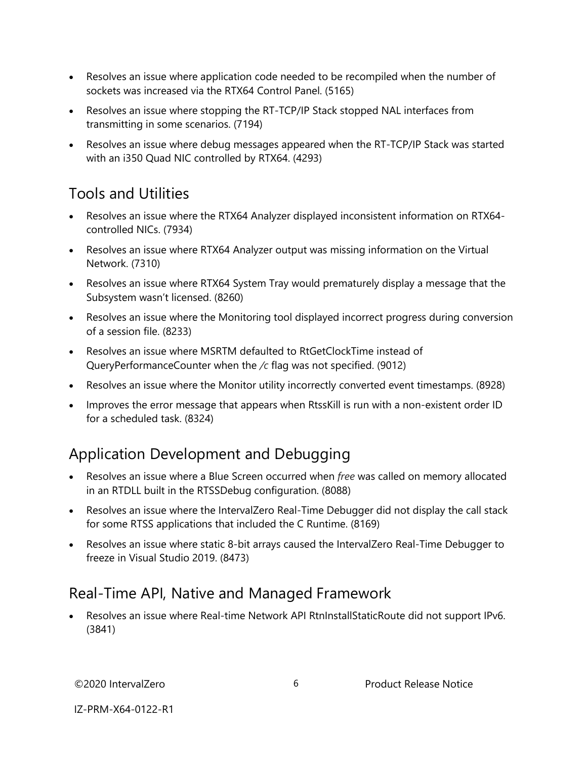- Resolves an issue where application code needed to be recompiled when the number of sockets was increased via the RTX64 Control Panel. (5165)
- Resolves an issue where stopping the RT-TCP/IP Stack stopped NAL interfaces from transmitting in some scenarios. (7194)
- Resolves an issue where debug messages appeared when the RT-TCP/IP Stack was started with an i350 Quad NIC controlled by RTX64. (4293)

## Tools and Utilities

- Resolves an issue where the RTX64 Analyzer displayed inconsistent information on RTX64-controlled NICs. (7934)
- Resolves an issue where RTX64 Analyzer output was missing information on the Virtual Network. (7310)
- Resolves an issue where RTX64 System Tray would prematurely display a message that the Subsystem wasn't licensed. (8260)
- Resolves an issue where the Monitoring tool displayed incorrect progress during conversion of a session file. (8233)
- Resolves an issue where MSRTM defaulted to RtGetClockTime instead of QueryPerformanceCounter when the */c* flag was not specified. (9012)
- Resolves an issue where the Monitor utility incorrectly converted event timestamps. (8928)
- Improves the error message that appears when RtssKill is run with a non-existent order ID for a scheduled task. (8324)

## Application Development and Debugging

- Resolves an issue where a Blue Screen occurred when *free* was called on memory allocated in an RTDLL built in the RTSSDebug configuration. (8088)
- Resolves an issue where the IntervalZero Real-Time Debugger did not display the call stack for some RTSS applications that included the C Runtime. (8169)
- Resolves an issue where static 8-bit arrays caused the IntervalZero Real-Time Debugger to freeze in Visual Studio 2019. (8473)

## Real-Time API, Native and Managed Framework

- Resolves an issue where Real-time Network API RtnInstallStaticRoute did not support IPv6. (3841)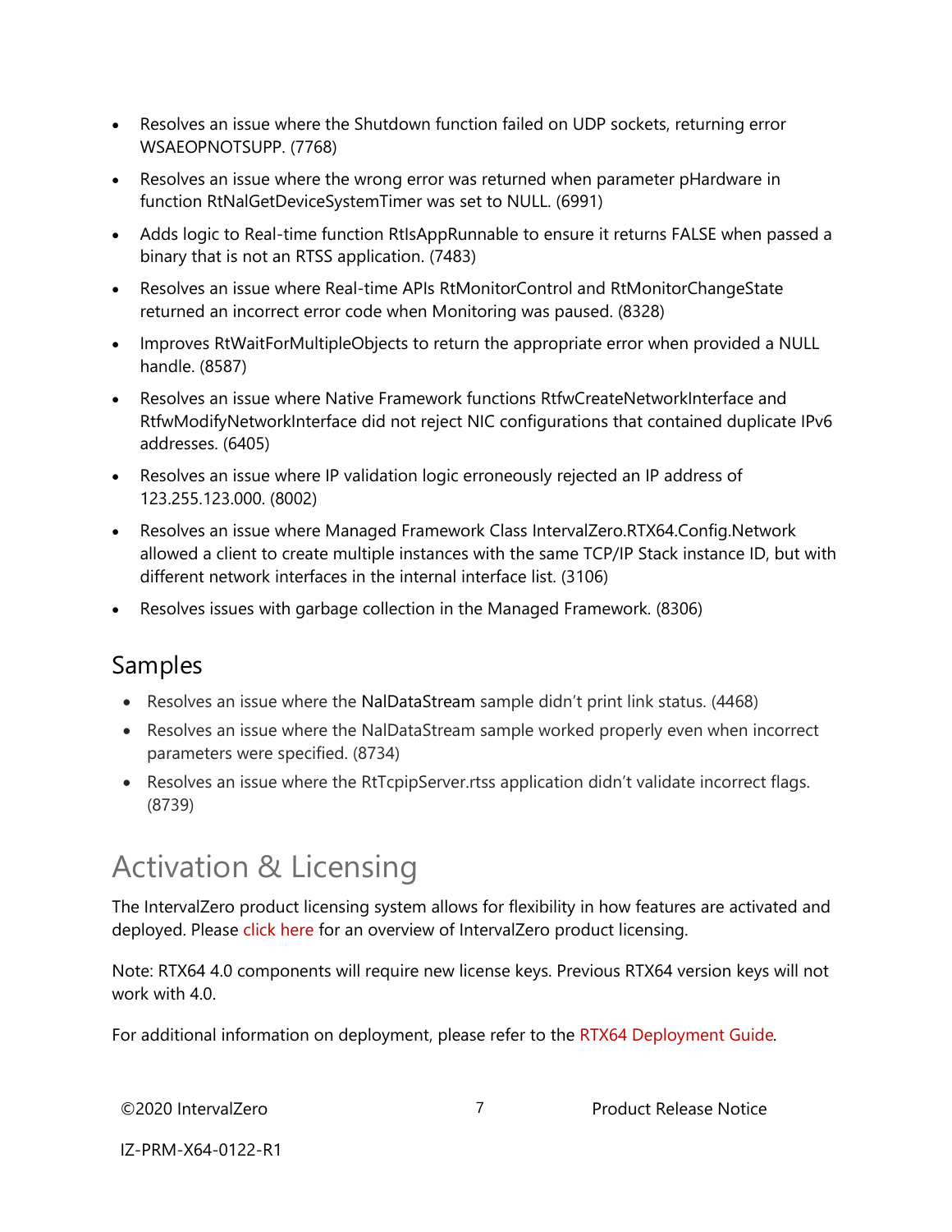- Resolves an issue where the Shutdown function failed on UDP sockets, returning error WSAEOPNOTSUPP. (7768)
- Resolves an issue where the wrong error was returned when parameter pHardware in function RtNalGetDeviceSystemTimer was set to NULL. (6991)
- Adds logic to Real-time function RtIsAppRunnable to ensure it returns FALSE when passed a binary that is not an RTSS application. (7483)
- Resolves an issue where Real-time APIs RtMonitorControl and RtMonitorChangeState returned an incorrect error code when Monitoring was paused. (8328)
- Improves RtWaitForMultipleObjects to return the appropriate error when provided a NULL handle. (8587)
- Resolves an issue where Native Framework functions RtfwCreateNetworkInterface and RtfwModifyNetworkInterface did not reject NIC configurations that contained duplicate IPv6 addresses. (6405)
- Resolves an issue where IP validation logic erroneously rejected an IP address of 123.255.123.000. (8002)
- Resolves an issue where Managed Framework Class IntervalZero.RTX64.Config.Network allowed a client to create multiple instances with the same TCP/IP Stack instance ID, but with different network interfaces in the internal interface list. (3106)
- Resolves issues with garbage collection in the Managed Framework. (8306)

## Samples

- Resolves an issue where the NalDataStream sample didn't print link status. (4468)
- Resolves an issue where the NalDataStream sample worked properly even when incorrect parameters were specified. (8734)
- Resolves an issue where the RtTcpipServer.rtss application didn't validate incorrect flags. (8739)

# Activation & Licensing

The IntervalZero product licensing system allows for flexibility in how features are activated and deployed. Please click here for an overview of IntervalZero product licensing.

Note: RTX64 4.0 components will require new license keys. Previous RTX64 version keys will not work with 4.0.

For additional information on deployment, please refer to the RTX64 Deployment Guide.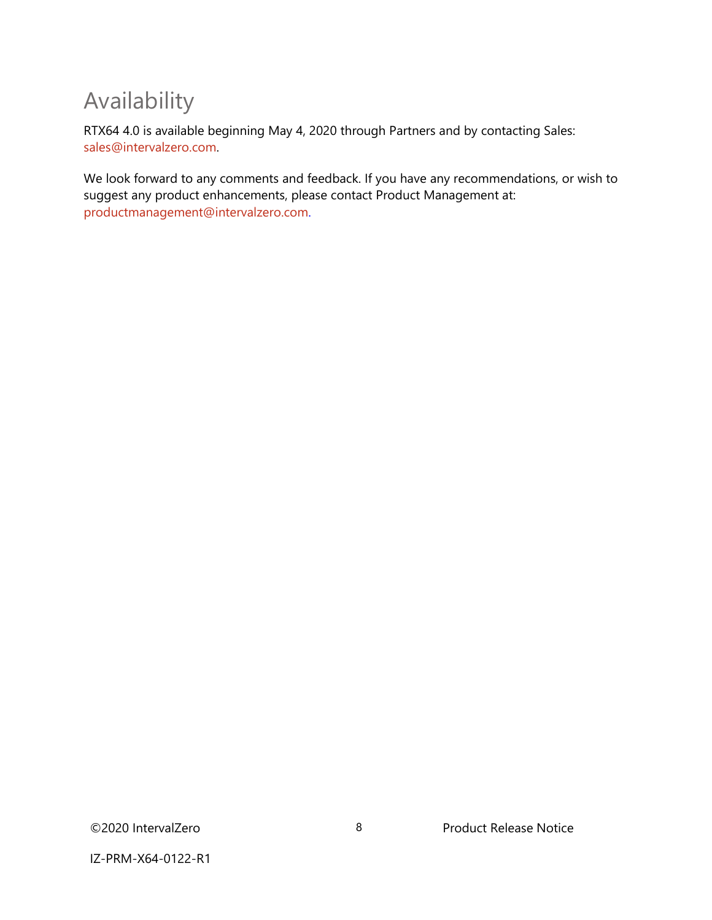# Availability

RTX64 4.0 is available beginning May 4, 2020 through Partners and by contacting Sales: sales@intervalzero.com.

We look forward to any comments and feedback. If you have any recommendations, or wish to suggest any product enhancements, please contact Product Management at: productmanagement@intervalzero.com.